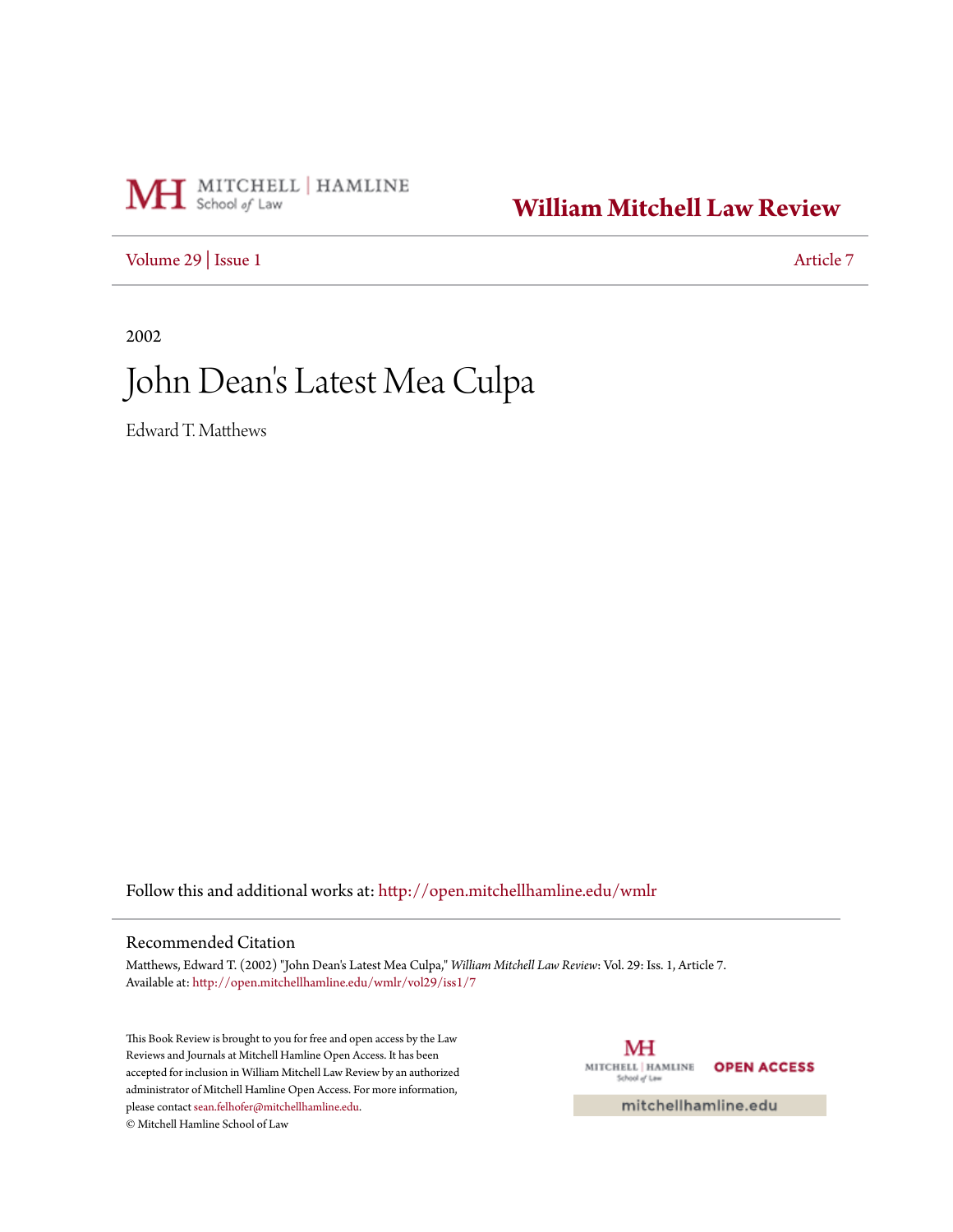MITCHELL | HAMLINE School of Law

# William Mitchell Law Review

Volume 29 | Issue 1 — Article 7

2002

# John Dean's Latest Mea Culpa

Edward T. Matthews

Follow this and additional works at: http://open.mitchellhamline.edu/wmlr

## Recommended Citation

Matthews, Edward T. (2002) "John Dean's Latest Mea Culpa," *William Mitchell Law Review*: Vol. 29: Iss. 1, Article 7.
Available at: http://open.mitchellhamline.edu/wmlr/vol29/iss1/7

This Book Review is brought to you for free and open access by the Law Reviews and Journals at Mitchell Hamline Open Access. It has been accepted for inclusion in William Mitchell Law Review by an authorized administrator of Mitchell Hamline Open Access. For more information, please contact sean.felhofer@mitchellhamline.edu.
© Mitchell Hamline School of Law

MITCHELL | HAMLINE School of Law — OPEN ACCESS

mitchellhamline.edu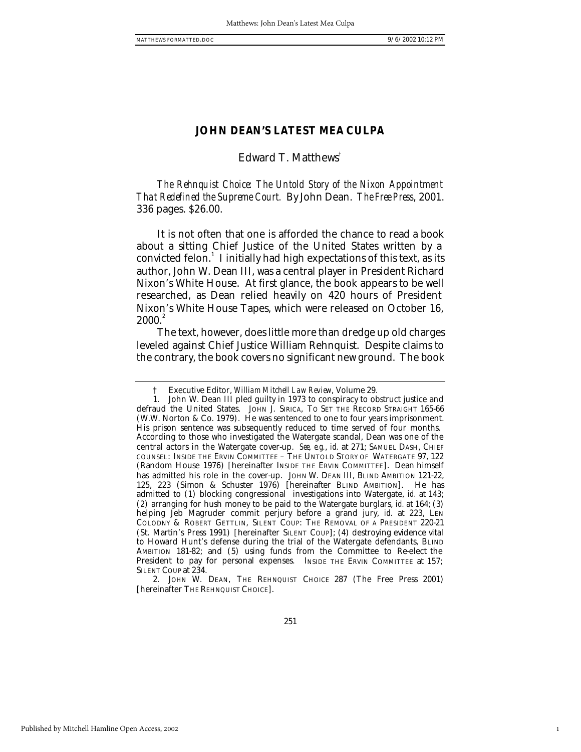# JOHN DEAN'S LATEST MEA CULPA

Edward T. Matthews†

*The Rehnquist Choice: The Untold Story of the Nixon Appointment That Redefined the Supreme Court.* By John Dean. *The Free Press*, 2001. 336 pages. $26.00.

It is not often that one is afforded the chance to read a book about a sitting Chief Justice of the United States written by a convicted felon.[1] I initially had high expectations of this text, as its author, John W. Dean III, was a central player in President Richard Nixon's White House. At first glance, the book appears to be well researched, as Dean relied heavily on 420 hours of President Nixon's White House Tapes, which were released on October 16, 2000.[2]

The text, however, does little more than dredge up old charges leveled against Chief Justice William Rehnquist. Despite claims to the contrary, the book covers no significant new ground. The book

---

† Executive Editor, *William Mitchell Law Review*, Volume 29.

1. John W. Dean III pled guilty in 1973 to conspiracy to obstruct justice and defraud the United States. JOHN J. SIRICA, TO SET THE RECORD STRAIGHT 165-66 (W.W. Norton & Co. 1979). He was sentenced to one to four years imprisonment. His prison sentence was subsequently reduced to time served of four months. According to those who investigated the Watergate scandal, Dean was one of the central actors in the Watergate cover-up. *See, e.g.*, *id.* at 271; SAMUEL DASH, CHIEF COUNSEL: INSIDE THE ERVIN COMMITTEE – THE UNTOLD STORY OF WATERGATE 97, 122 (Random House 1976) [hereinafter INSIDE THE ERVIN COMMITTEE]. Dean himself has admitted his role in the cover-up. JOHN W. DEAN III, BLIND AMBITION 121-22, 125, 223 (Simon & Schuster 1976) [hereinafter BLIND AMBITION]. He has admitted to (1) blocking congressional investigations into Watergate, *id.* at 143; (2) arranging for hush money to be paid to the Watergate burglars, *id.* at 164; (3) helping Jeb Magruder commit perjury before a grand jury, *id.* at 223, LEN COLODNY & ROBERT GETTLIN, SILENT COUP: THE REMOVAL OF A PRESIDENT 220-21 (St. Martin's Press 1991) [hereinafter SILENT COUP]; (4) destroying evidence vital to Howard Hunt's defense during the trial of the Watergate defendants, BLIND AMBITION 181-82; and (5) using funds from the Committee to Re-elect the President to pay for personal expenses. INSIDE THE ERVIN COMMITTEE at 157; SILENT COUP at 234.

2. JOHN W. DEAN, THE REHNQUIST CHOICE 287 (The Free Press 2001) [hereinafter THE REHNQUIST CHOICE].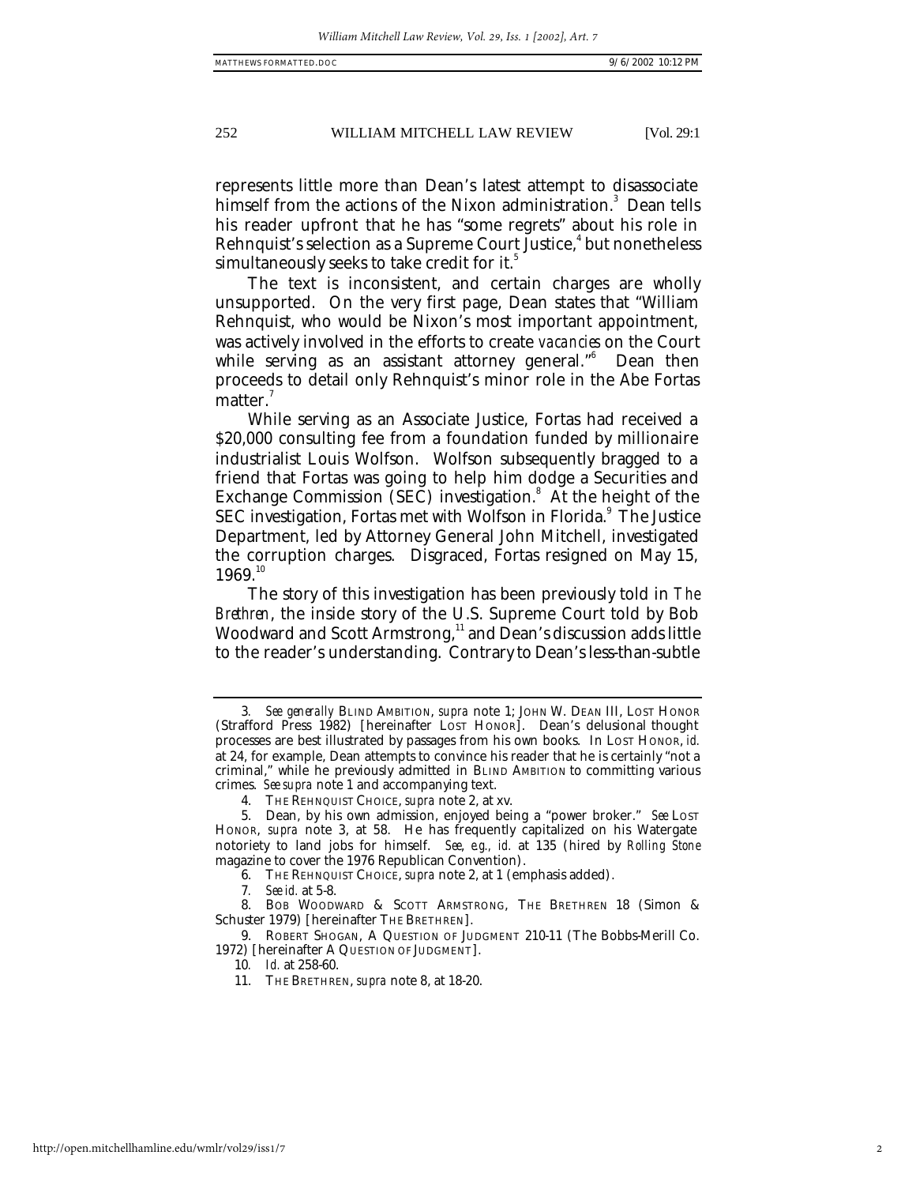represents little more than Dean's latest attempt to disassociate himself from the actions of the Nixon administration.[3] Dean tells his reader upfront that he has "some regrets" about his role in Rehnquist's selection as a Supreme Court Justice,[4] but nonetheless simultaneously seeks to take credit for it.[5]

The text is inconsistent, and certain charges are wholly unsupported. On the very first page, Dean states that "William Rehnquist, who would be Nixon's most important appointment, was actively involved in the efforts to create *vacancies* on the Court while serving as an assistant attorney general."[6] Dean then proceeds to detail only Rehnquist's minor role in the Abe Fortas matter.[7]

While serving as an Associate Justice, Fortas had received a $20,000 consulting fee from a foundation funded by millionaire industrialist Louis Wolfson. Wolfson subsequently bragged to a friend that Fortas was going to help him dodge a Securities and Exchange Commission (SEC) investigation.[8] At the height of the SEC investigation, Fortas met with Wolfson in Florida.[9] The Justice Department, led by Attorney General John Mitchell, investigated the corruption charges. Disgraced, Fortas resigned on May 15, 1969.[10]

The story of this investigation has been previously told in *The Brethren*, the inside story of the U.S. Supreme Court told by Bob Woodward and Scott Armstrong,[11] and Dean's discussion adds little to the reader's understanding. Contrary to Dean's less-than-subtle

---

3. *See generally* BLIND AMBITION, *supra* note 1; JOHN W. DEAN III, LOST HONOR (Strafford Press 1982) [hereinafter LOST HONOR]. Dean's delusional thought processes are best illustrated by passages from his own books. In LOST HONOR, *id.* at 24, for example, Dean attempts to convince his reader that he is certainly "not a criminal," while he previously admitted in BLIND AMBITION to committing various crimes. *See supra* note 1 and accompanying text.

4. THE REHNQUIST CHOICE, *supra* note 2, at xv.

5. Dean, by his own admission, enjoyed being a "power broker." *See* LOST HONOR, *supra* note 3, at 58. He has frequently capitalized on his Watergate notoriety to land jobs for himself. *See, e.g.*, *id.* at 135 (hired by *Rolling Stone* magazine to cover the 1976 Republican Convention).

6. THE REHNQUIST CHOICE, *supra* note 2, at 1 (emphasis added).

7. *See id.* at 5-8.

8. BOB WOODWARD & SCOTT ARMSTRONG, THE BRETHREN 18 (Simon & Schuster 1979) [hereinafter THE BRETHREN].

9. ROBERT SHOGAN, A QUESTION OF JUDGMENT 210-11 (The Bobbs-Merill Co. 1972) [hereinafter A QUESTION OF JUDGMENT].

10. *Id.* at 258-60.

11. THE BRETHREN, *supra* note 8, at 18-20.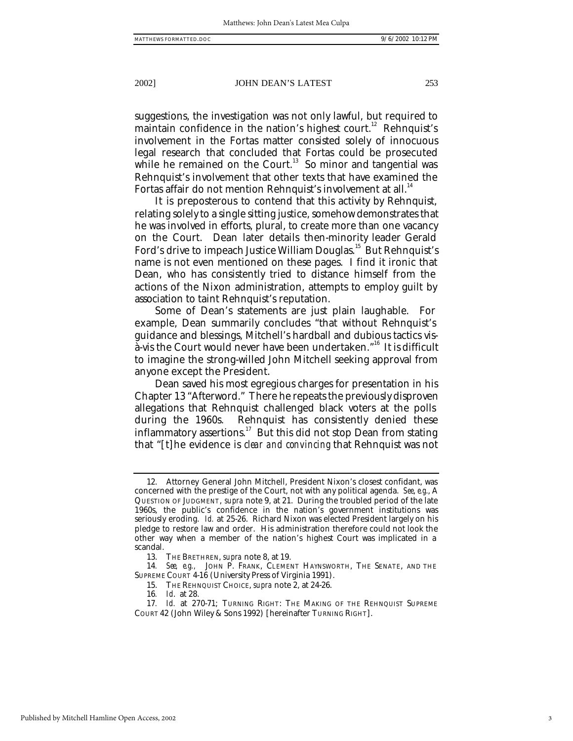suggestions, the investigation was not only lawful, but required to maintain confidence in the nation's highest court.[12] Rehnquist's involvement in the Fortas matter consisted solely of innocuous legal research that concluded that Fortas could be prosecuted while he remained on the Court.[13] So minor and tangential was Rehnquist's involvement that other texts that have examined the Fortas affair do not mention Rehnquist's involvement at all.[14]

It is preposterous to contend that this activity by Rehnquist, relating solely to a single sitting justice, somehow demonstrates that he was involved in efforts, plural, to create more than one vacancy on the Court. Dean later details then-minority leader Gerald Ford's drive to impeach Justice William Douglas.[15] But Rehnquist's name is not even mentioned on these pages. I find it ironic that Dean, who has consistently tried to distance himself from the actions of the Nixon administration, attempts to employ guilt by association to taint Rehnquist's reputation.

Some of Dean's statements are just plain laughable. For example, Dean summarily concludes "that without Rehnquist's guidance and blessings, Mitchell's hardball and dubious tactics vis-à-vis the Court would never have been undertaken."[16] It is difficult to imagine the strong-willed John Mitchell seeking approval from anyone except the President.

Dean saved his most egregious charges for presentation in his Chapter 13 "Afterword." There he repeats the previously disproven allegations that Rehnquist challenged black voters at the polls during the 1960s. Rehnquist has consistently denied these inflammatory assertions.[17] But this did not stop Dean from stating that "[t]he evidence is *clear and convincing* that Rehnquist was not

---

12. Attorney General John Mitchell, President Nixon's closest confidant, was concerned with the prestige of the Court, not with any political agenda. *See, e.g.*, A QUESTION OF JUDGMENT, *supra* note 9, at 21. During the troubled period of the late 1960s, the public's confidence in the nation's government institutions was seriously eroding. *Id.* at 25-26. Richard Nixon was elected President largely on his pledge to restore law and order. His administration therefore could not look the other way when a member of the nation's highest Court was implicated in a scandal.

13. THE BRETHREN, *supra* note 8, at 19.

14. *See, e.g.*, JOHN P. FRANK, CLEMENT HAYNSWORTH, THE SENATE, AND THE SUPREME COURT 4-16 (University Press of Virginia 1991).

15. THE REHNQUIST CHOICE, *supra* note 2, at 24-26.

16. *Id.* at 28.

17. *Id.* at 270-71; TURNING RIGHT: THE MAKING OF THE REHNQUIST SUPREME COURT 42 (John Wiley & Sons 1992) [hereinafter TURNING RIGHT].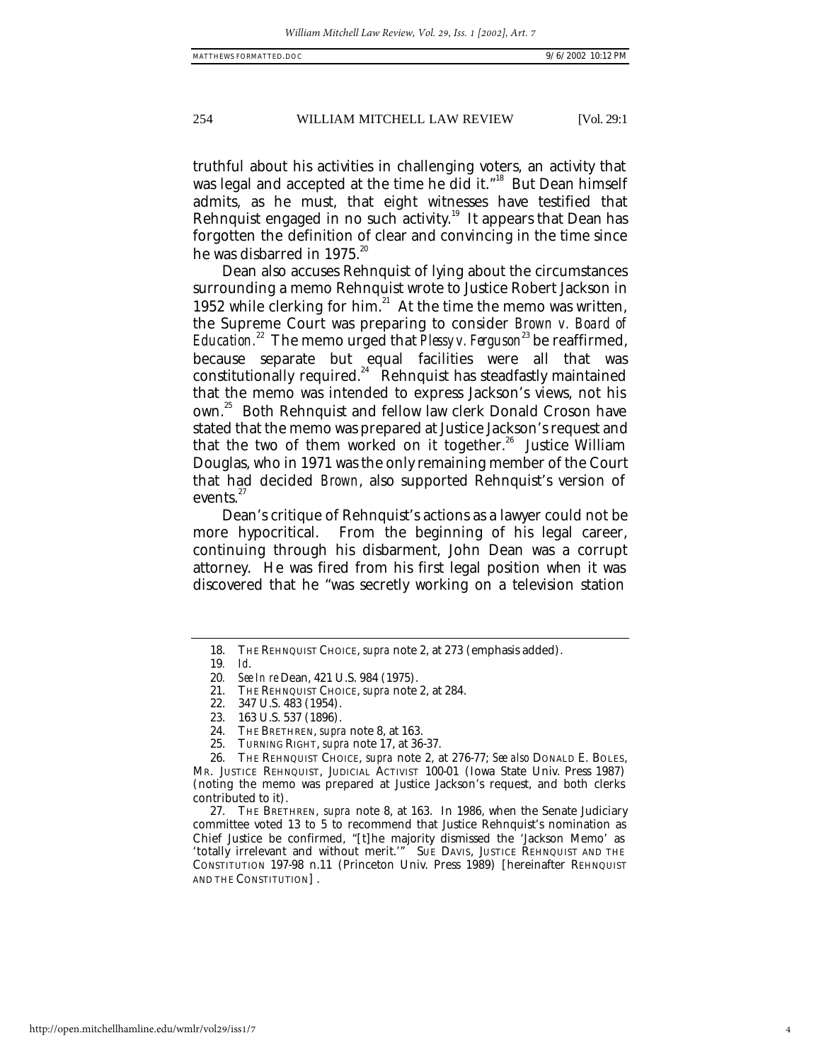truthful about his activities in challenging voters, an activity that was legal and accepted at the time he did it."[18] But Dean himself admits, as he must, that eight witnesses have testified that Rehnquist engaged in no such activity.[19] It appears that Dean has forgotten the definition of clear and convincing in the time since he was disbarred in 1975.[20]

Dean also accuses Rehnquist of lying about the circumstances surrounding a memo Rehnquist wrote to Justice Robert Jackson in 1952 while clerking for him.[21] At the time the memo was written, the Supreme Court was preparing to consider *Brown v. Board of Education*.[22] The memo urged that *Plessy v. Ferguson*[23] be reaffirmed, because separate but equal facilities were all that was constitutionally required.[24] Rehnquist has steadfastly maintained that the memo was intended to express Jackson's views, not his own.[25] Both Rehnquist and fellow law clerk Donald Croson have stated that the memo was prepared at Justice Jackson's request and that the two of them worked on it together.[26] Justice William Douglas, who in 1971 was the only remaining member of the Court that had decided *Brown*, also supported Rehnquist's version of events.[27]

Dean's critique of Rehnquist's actions as a lawyer could not be more hypocritical. From the beginning of his legal career, continuing through his disbarment, John Dean was a corrupt attorney. He was fired from his first legal position when it was discovered that he "was secretly working on a television station

---

18. THE REHNQUIST CHOICE, *supra* note 2, at 273 (emphasis added).

19. *Id.*

20. *See In re* Dean, 421 U.S. 984 (1975).

21. THE REHNQUIST CHOICE, *supra* note 2, at 284.

22. 347 U.S. 483 (1954).

23. 163 U.S. 537 (1896).

24. THE BRETHREN, *supra* note 8, at 163.

25. TURNING RIGHT, *supra* note 17, at 36-37.

26. THE REHNQUIST CHOICE, *supra* note 2, at 276-77; *See also* DONALD E. BOLES, MR. JUSTICE REHNQUIST, JUDICIAL ACTIVIST 100-01 (Iowa State Univ. Press 1987) (noting the memo was prepared at Justice Jackson's request, and both clerks contributed to it).

27. THE BRETHREN, *supra* note 8, at 163. In 1986, when the Senate Judiciary committee voted 13 to 5 to recommend that Justice Rehnquist's nomination as Chief Justice be confirmed, "[t]he majority dismissed the 'Jackson Memo' as 'totally irrelevant and without merit.'" SUE DAVIS, JUSTICE REHNQUIST AND THE CONSTITUTION 197-98 n.11 (Princeton Univ. Press 1989) [hereinafter REHNQUIST AND THE CONSTITUTION].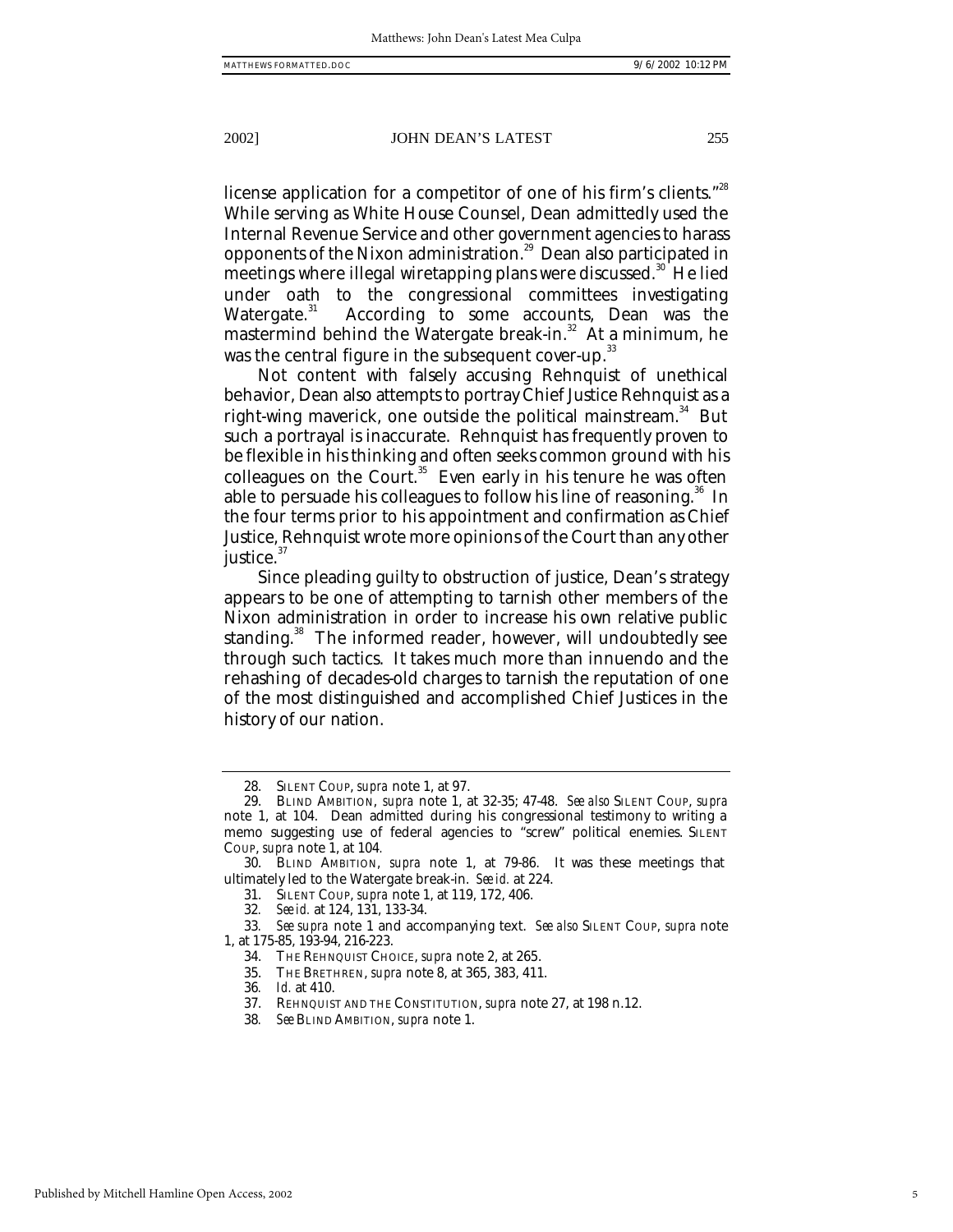license application for a competitor of one of his firm's clients."[28] While serving as White House Counsel, Dean admittedly used the Internal Revenue Service and other government agencies to harass opponents of the Nixon administration.[29] Dean also participated in meetings where illegal wiretapping plans were discussed.[30] He lied under oath to the congressional committees investigating Watergate.[31] According to some accounts, Dean was the mastermind behind the Watergate break-in.[32] At a minimum, he was the central figure in the subsequent cover-up.[33]

Not content with falsely accusing Rehnquist of unethical behavior, Dean also attempts to portray Chief Justice Rehnquist as a right-wing maverick, one outside the political mainstream.[34] But such a portrayal is inaccurate. Rehnquist has frequently proven to be flexible in his thinking and often seeks common ground with his colleagues on the Court.[35] Even early in his tenure he was often able to persuade his colleagues to follow his line of reasoning.[36] In the four terms prior to his appointment and confirmation as Chief Justice, Rehnquist wrote more opinions of the Court than any other justice.[37]

Since pleading guilty to obstruction of justice, Dean's strategy appears to be one of attempting to tarnish other members of the Nixon administration in order to increase his own relative public standing.[38] The informed reader, however, will undoubtedly see through such tactics. It takes much more than innuendo and the rehashing of decades-old charges to tarnish the reputation of one of the most distinguished and accomplished Chief Justices in the history of our nation.

---

28. SILENT COUP, *supra* note 1, at 97.

29. BLIND AMBITION, *supra* note 1, at 32-35; 47-48. *See also* SILENT COUP, *supra* note 1, at 104. Dean admitted during his congressional testimony to writing a memo suggesting use of federal agencies to "screw" political enemies. SILENT COUP, *supra* note 1, at 104.

30. BLIND AMBITION, *supra* note 1, at 79-86. It was these meetings that ultimately led to the Watergate break-in. *See id.* at 224.

31. SILENT COUP, *supra* note 1, at 119, 172, 406.

32. *See id.* at 124, 131, 133-34.

33. *See supra* note 1 and accompanying text. *See also* SILENT COUP, *supra* note 1, at 175-85, 193-94, 216-223.

34. THE REHNQUIST CHOICE, *supra* note 2, at 265.

35. THE BRETHREN, *supra* note 8, at 365, 383, 411.

36. *Id.* at 410.

37. REHNQUIST AND THE CONSTITUTION, *supra* note 27, at 198 n.12.

38. *See* BLIND AMBITION, *supra* note 1.